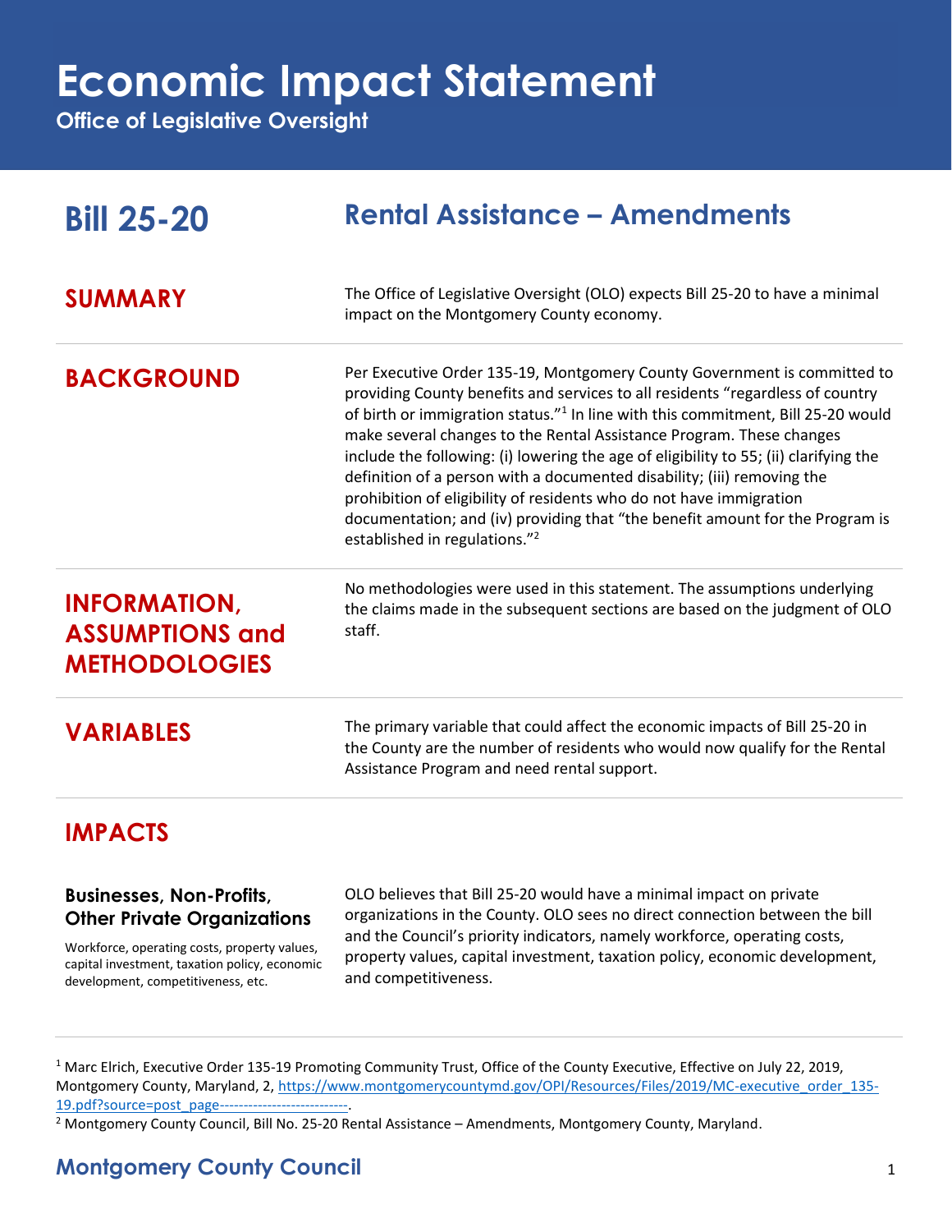# Economic Impact Statement

**Office of Legislative Oversight**

## Bill 25-20 — Rental Assistance – Amendments

### SUMMARY

The Office of Legislative Oversight (OLO) expects Bill 25-20 to have a minimal impact on the Montgomery County economy.

### BACKGROUND

Per Executive Order 135-19, Montgomery County Government is committed to providing County benefits and services to all residents "regardless of country of birth or immigration status."[1] In line with this commitment, Bill 25-20 would make several changes to the Rental Assistance Program. These changes include the following: (i) lowering the age of eligibility to 55; (ii) clarifying the definition of a person with a documented disability; (iii) removing the prohibition of eligibility of residents who do not have immigration documentation; and (iv) providing that "the benefit amount for the Program is established in regulations."[2]

### INFORMATION, ASSUMPTIONS and METHODOLOGIES

No methodologies were used in this statement. The assumptions underlying the claims made in the subsequent sections are based on the judgment of OLO staff.

### VARIABLES

The primary variable that could affect the economic impacts of Bill 25-20 in the County are the number of residents who would now qualify for the Rental Assistance Program and need rental support.

### IMPACTS

#### Businesses, Non-Profits, Other Private Organizations

Workforce, operating costs, property values, capital investment, taxation policy, economic development, competitiveness, etc.

OLO believes that Bill 25-20 would have a minimal impact on private organizations in the County. OLO sees no direct connection between the bill and the Council's priority indicators, namely workforce, operating costs, property values, capital investment, taxation policy, economic development, and competitiveness.

---

[1] Marc Elrich, Executive Order 135-19 Promoting Community Trust, Office of the County Executive, Effective on July 22, 2019, Montgomery County, Maryland, 2, https://www.montgomerycountymd.gov/OPI/Resources/Files/2019/MC-executive_order_135-19.pdf?source=post_page---------------------------.

[2] Montgomery County Council, Bill No. 25-20 Rental Assistance – Amendments, Montgomery County, Maryland.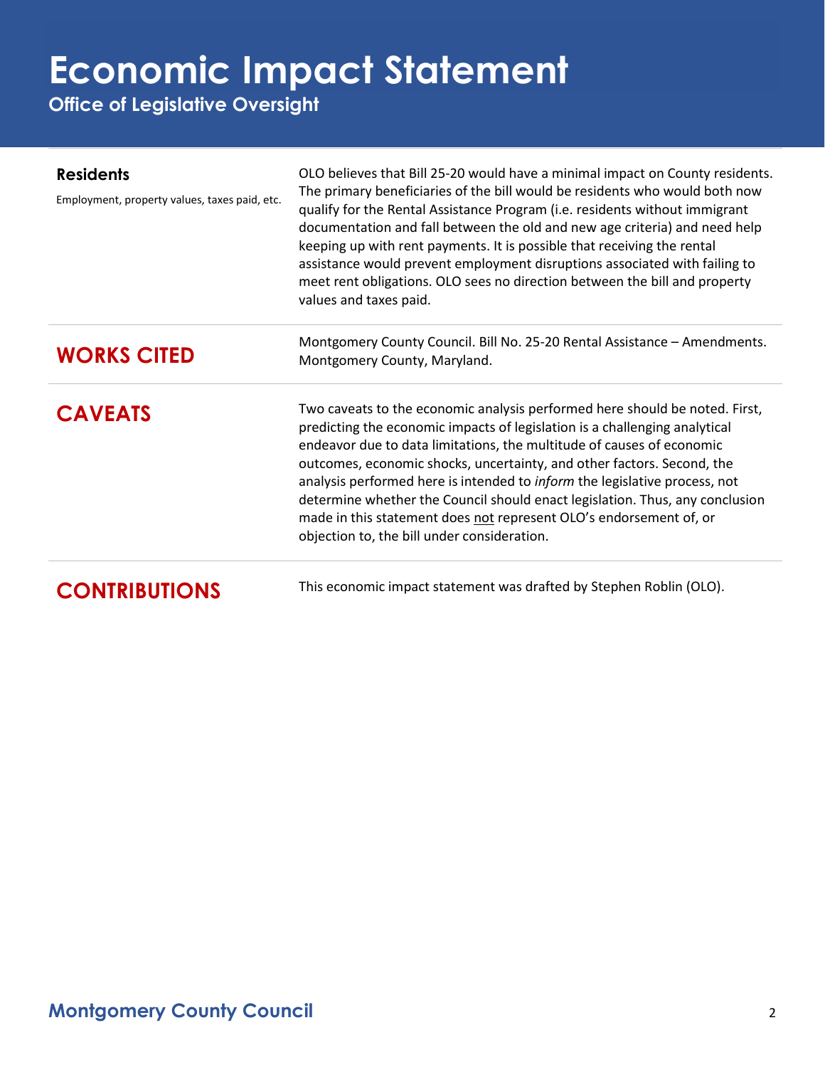# Economic Impact Statement

**Office of Legislative Oversight**

| | |
|---|---|
| **Residents**<br>Employment, property values, taxes paid, etc. | OLO believes that Bill 25-20 would have a minimal impact on County residents. The primary beneficiaries of the bill would be residents who would both now qualify for the Rental Assistance Program (i.e. residents without immigrant documentation and fall between the old and new age criteria) and need help keeping up with rent payments. It is possible that receiving the rental assistance would prevent employment disruptions associated with failing to meet rent obligations. OLO sees no direction between the bill and property values and taxes paid. |

## WORKS CITED

Montgomery County Council. Bill No. 25-20 Rental Assistance – Amendments. Montgomery County, Maryland.

## CAVEATS

Two caveats to the economic analysis performed here should be noted. First, predicting the economic impacts of legislation is a challenging analytical endeavor due to data limitations, the multitude of causes of economic outcomes, economic shocks, uncertainty, and other factors. Second, the analysis performed here is intended to *inform* the legislative process, not determine whether the Council should enact legislation. Thus, any conclusion made in this statement does <u>not</u> represent OLO's endorsement of, or objection to, the bill under consideration.

## CONTRIBUTIONS

This economic impact statement was drafted by Stephen Roblin (OLO).